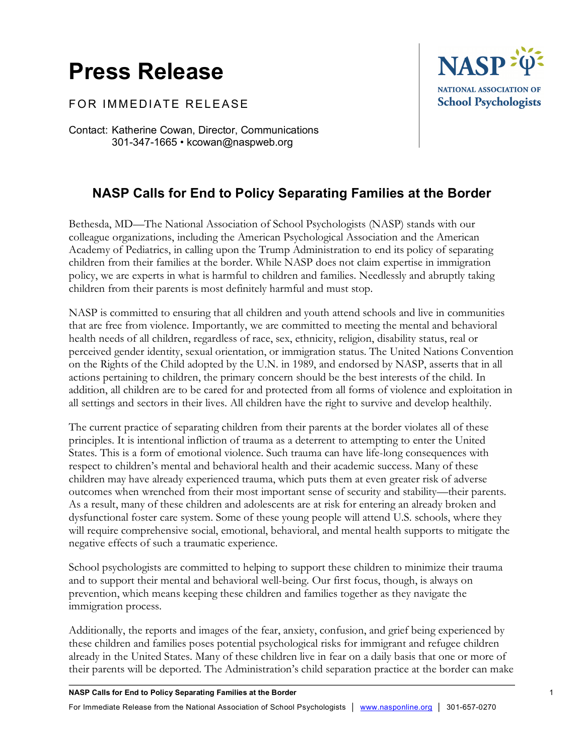# Press Release

FOR IMMEDIATE RELEASE

Contact: Katherine Cowan, Director, Communications
301-347-1665 • kcowan@naspweb.org

NASP
NATIONAL ASSOCIATION OF
School Psychologists

## NASP Calls for End to Policy Separating Families at the Border

Bethesda, MD—The National Association of School Psychologists (NASP) stands with our colleague organizations, including the American Psychological Association and the American Academy of Pediatrics, in calling upon the Trump Administration to end its policy of separating children from their families at the border. While NASP does not claim expertise in immigration policy, we are experts in what is harmful to children and families. Needlessly and abruptly taking children from their parents is most definitely harmful and must stop.

NASP is committed to ensuring that all children and youth attend schools and live in communities that are free from violence. Importantly, we are committed to meeting the mental and behavioral health needs of all children, regardless of race, sex, ethnicity, religion, disability status, real or perceived gender identity, sexual orientation, or immigration status. The United Nations Convention on the Rights of the Child adopted by the U.N. in 1989, and endorsed by NASP, asserts that in all actions pertaining to children, the primary concern should be the best interests of the child. In addition, all children are to be cared for and protected from all forms of violence and exploitation in all settings and sectors in their lives. All children have the right to survive and develop healthily.

The current practice of separating children from their parents at the border violates all of these principles. It is intentional infliction of trauma as a deterrent to attempting to enter the United States. This is a form of emotional violence. Such trauma can have life-long consequences with respect to children's mental and behavioral health and their academic success. Many of these children may have already experienced trauma, which puts them at even greater risk of adverse outcomes when wrenched from their most important sense of security and stability—their parents. As a result, many of these children and adolescents are at risk for entering an already broken and dysfunctional foster care system. Some of these young people will attend U.S. schools, where they will require comprehensive social, emotional, behavioral, and mental health supports to mitigate the negative effects of such a traumatic experience.

School psychologists are committed to helping to support these children to minimize their trauma and to support their mental and behavioral well-being. Our first focus, though, is always on prevention, which means keeping these children and families together as they navigate the immigration process.

Additionally, the reports and images of the fear, anxiety, confusion, and grief being experienced by these children and families poses potential psychological risks for immigrant and refugee children already in the United States. Many of these children live in fear on a daily basis that one or more of their parents will be deported. The Administration's child separation practice at the border can make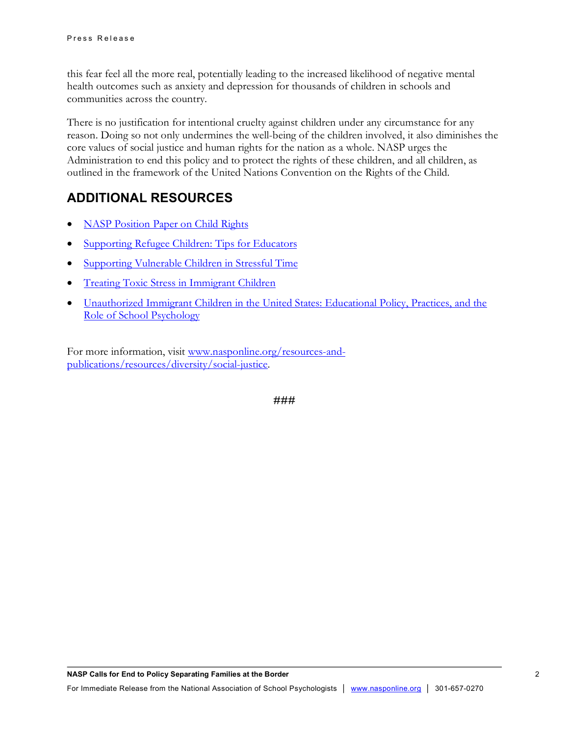this fear feel all the more real, potentially leading to the increased likelihood of negative mental health outcomes such as anxiety and depression for thousands of children in schools and communities across the country.

There is no justification for intentional cruelty against children under any circumstance for any reason. Doing so not only undermines the well-being of the children involved, it also diminishes the core values of social justice and human rights for the nation as a whole. NASP urges the Administration to end this policy and to protect the rights of these children, and all children, as outlined in the framework of the United Nations Convention on the Rights of the Child.

## ADDITIONAL RESOURCES

- NASP Position Paper on Child Rights
- Supporting Refugee Children: Tips for Educators
- Supporting Vulnerable Children in Stressful Time
- Treating Toxic Stress in Immigrant Children
- Unauthorized Immigrant Children in the United States: Educational Policy, Practices, and the Role of School Psychology

For more information, visit www.nasponline.org/resources-and-publications/resources/diversity/social-justice.

###